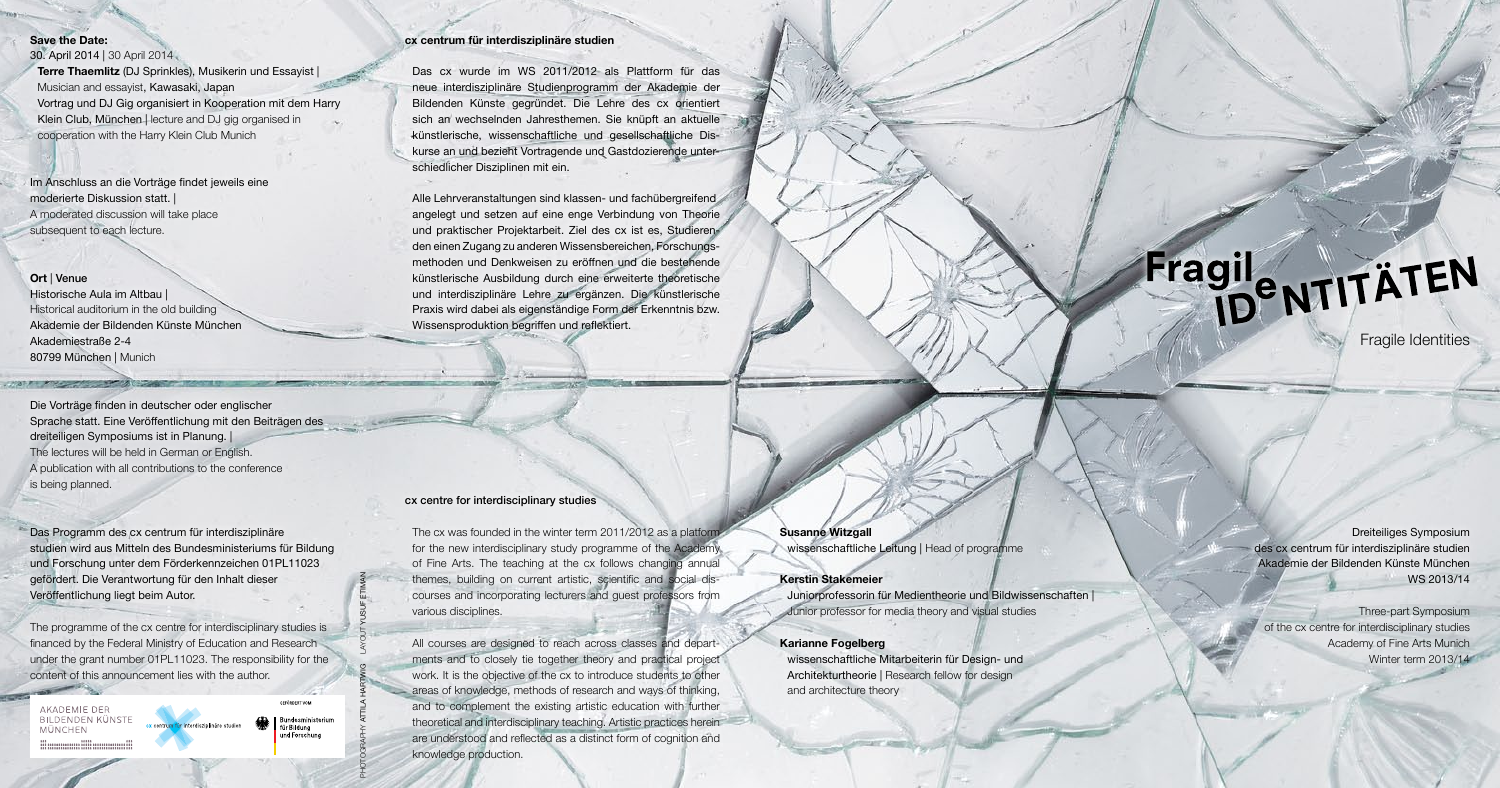**Save the Date:**
30. April 2014 | 30 April 2014

**Terre Thaemlitz** (DJ Sprinkles), Musikerin und Essayist | Musician and essayist, Kawasaki, Japan
Vortrag und DJ Gig organisiert in Kooperation mit dem Harry Klein Club, München | lecture and DJ gig organised in cooperation with the Harry Klein Club Munich

Im Anschluss an die Vorträge findet jeweils eine moderierte Diskussion statt. |
A moderated discussion will take place subsequent to each lecture.

**Ort** | **Venue**
Historische Aula im Altbau |
Historical auditorium in the old building
Akademie der Bildenden Künste München
Akademiestraße 2-4
80799 München | Munich

Die Vorträge finden in deutscher oder englischer Sprache statt. Eine Veröffentlichung mit den Beiträgen des dreiteiligen Symposiums ist in Planung. |
The lectures will be held in German or English. A publication with all contributions to the conference is being planned.

Das Programm des cx centrum für interdisziplinäre studien wird aus Mitteln des Bundesministeriums für Bildung und Forschung unter dem Förderkennzeichen 01PL11023 gefördert. Die Verantwortung für den Inhalt dieser Veröffentlichung liegt beim Autor.

The programme of the cx centre for interdisciplinary studies is financed by the Federal Ministry of Education and Research under the grant number 01PL11023. The responsibility for the content of this announcement lies with the author.

AKADEMIE DER BILDENDEN KÜNSTE MÜNCHEN

cx centrum für interdisziplinäre studien

GEFÖRDERT VOM Bundesministerium für Bildung und Forschung

PHOTOGRAPHY ATTILA HARTWIG LAYOUT YUSUF ETIMAN

**cx centrum für interdisziplinäre studien**

Das cx wurde im WS 2011/2012 als Plattform für das neue interdisziplinäre Studienprogramm der Akademie der Bildenden Künste gegründet. Die Lehre des cx orientiert sich an wechselnden Jahresthemen. Sie knüpft an aktuelle künstlerische, wissenschaftliche und gesellschaftliche Diskurse an und bezieht Vortragende und Gastdozierende unterschiedlicher Disziplinen mit ein.

Alle Lehrveranstaltungen sind klassen- und fachübergreifend angelegt und setzen auf eine enge Verbindung von Theorie und praktischer Projektarbeit. Ziel des cx ist es, Studierenden einen Zugang zu anderen Wissensbereichen, Forschungsmethoden und Denkweisen zu eröffnen und die bestehende künstlerische Ausbildung durch eine erweiterte theoretische und interdisziplinäre Lehre zu ergänzen. Die künstlerische Praxis wird dabei als eigenständige Form der Erkenntnis bzw. Wissensproduktion begriffen und reflektiert.

**cx centre for interdisciplinary studies**

The cx was founded in the winter term 2011/2012 as a platform for the new interdisciplinary study programme of the Academy of Fine Arts. The teaching at the cx follows changing annual themes, building on current artistic, scientific and social discourses and incorporating lecturers and guest professors from various disciplines.

All courses are designed to reach across classes and departments and to closely tie together theory and practical project work. It is the objective of the cx to introduce students to other areas of knowledge, methods of research and ways of thinking, and to complement the existing artistic education with further theoretical and interdisciplinary teaching. Artistic practices herein are understood and reflected as a distinct form of cognition and knowledge production.

**Susanne Witzgall**
wissenschaftliche Leitung | Head of programme

**Kerstin Stakemeier**
Juniorprofessorin für Medientheorie und Bildwissenschaften | Junior professor for media theory and visual studies

**Karianne Fogelberg**
wissenschaftliche Mitarbeiterin für Design- und Architekturtheorie | Research fellow for design and architecture theory

# Fragil IDeNTITÄTEN

Fragile Identities

Dreiteiliges Symposium
des cx centrum für interdisziplinäre studien
Akademie der Bildenden Künste München
WS 2013/14

Three-part Symposium
of the cx centre for interdisciplinary studies
Academy of Fine Arts Munich
Winter term 2013/14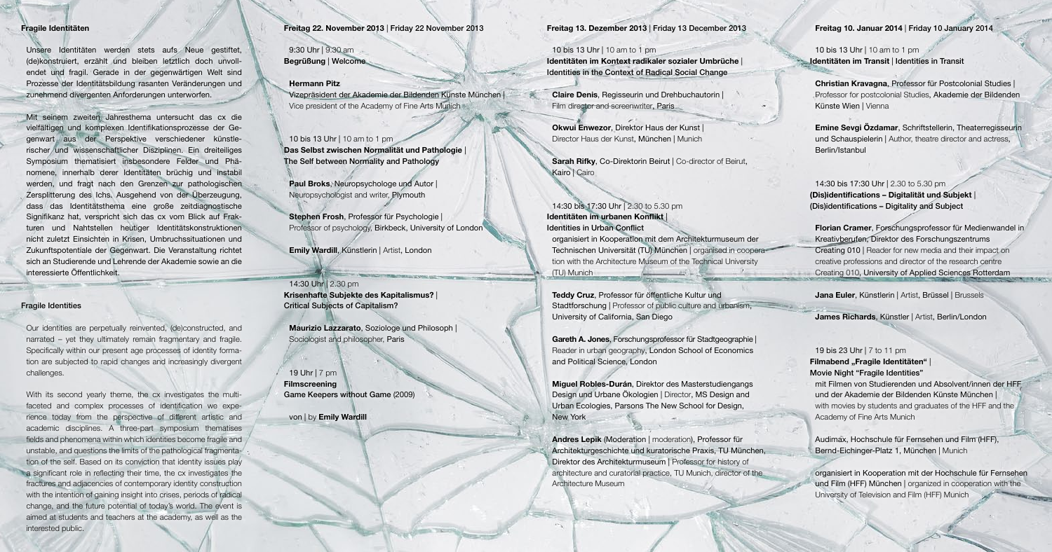## Fragile Identitäten

Unsere Identitäten werden stets aufs Neue gestiftet, (de)konstruiert, erzählt und bleiben letztlich doch unvollendet und fragil. Gerade in der gegenwärtigen Welt sind Prozesse der Identitätsbildung rasanten Veränderungen und zunehmend divergenten Anforderungen unterworfen.

Mit seinem zweiten Jahresthema untersucht das cx die vielfältigen und komplexen Identifikationsprozesse der Gegenwart aus der Perspektive verschiedener künstlerischer und wissenschaftlicher Disziplinen. Ein dreiteiliges Symposium thematisiert insbesondere Felder und Phänomene, innerhalb derer Identitäten brüchig und instabil werden, und fragt nach den Grenzen zur pathologischen Zersplitterung des Ichs. Ausgehend von der Überzeugung, dass das Identitätsthema eine große zeitdiagnostische Signifikanz hat, verspricht sich das cx vom Blick auf Frakturen und Nahtstellen heutiger Identitätskonstruktionen nicht zuletzt Einsichten in Krisen, Umbruchssituationen und Zukunftspotentiale der Gegenwart. Die Veranstaltung richtet sich an Studierende und Lehrende der Akademie sowie an die interessierte Öffentlichkeit.

## Fragile Identities

Our identities are perpetually reinvented, (de)constructed, and narrated – yet they ultimately remain fragmentary and fragile. Specifically within our present age processes of identity formation are subjected to rapid changes and increasingly divergent challenges.

With its second yearly theme, the cx investigates the multifaceted and complex processes of identification we experience today from the perspective of different artistic and academic disciplines. A three-part symposium thematises fields and phenomena within which identities become fragile and unstable, and questions the limits of the pathological fragmentation of the self. Based on its conviction that identity issues play a significant role in reflecting their time, the cx investigates the fractures and adjacencies of contemporary identity construction with the intention of gaining insight into crises, periods of radical change, and the future potential of today's world. The event is aimed at students and teachers at the academy, as well as the interested public.

### Freitag 22. November 2013 | Friday 22 November 2013

9:30 Uhr | 9.30 am
**Begrüßung | Welcome**

**Hermann Pitz**
Vizepräsident der Akademie der Bildenden Künste München | Vice president of the Academy of Fine Arts Munich

10 bis 13 Uhr | 10 am to 1 pm
**Das Selbst zwischen Normalität und Pathologie | The Self between Normality and Pathology**

**Paul Broks**, Neuropsychologe und Autor | Neuropsychologist and writer, Plymouth

**Stephen Frosh**, Professor für Psychologie | Professor of psychology, Birkbeck, University of London

**Emily Wardill**, Künstlerin | Artist, London

14:30 Uhr | 2.30 pm
**Krisenhafte Subjekte des Kapitalismus? | Critical Subjects of Capitalism?**

**Maurizio Lazzarato**, Soziologe und Philosoph | Sociologist and philosopher, Paris

19 Uhr | 7 pm
**Filmscreening**
**Game Keepers without Game** (2009)

von | by **Emily Wardill**

### Freitag 13. Dezember 2013 | Friday 13 December 2013

10 bis 13 Uhr | 10 am to 1 pm
**Identitäten im Kontext radikaler sozialer Umbrüche | Identities in the Context of Radical Social Change**

**Claire Denis**, Regisseurin und Drehbuchautorin | Film director and screenwriter, Paris

**Okwui Enwezor**, Direktor Haus der Kunst | Director Haus der Kunst, München | Munich

**Sarah Rifky**, Co-Direktorin Beirut | Co-director of Beirut, Kairo | Cairo

14:30 bis 17:30 Uhr | 2.30 to 5.30 pm
**Identitäten im urbanen Konflikt | Identities in Urban Conflict**
organisiert in Kooperation mit dem Architekturmuseum der Technischen Universität (TU) München | organised in cooperation with the Architecture Museum of the Technical University (TU) Munich

**Teddy Cruz**, Professor für öffentliche Kultur und Stadtforschung | Professor of public culture and urbanism, University of California, San Diego

**Gareth A. Jones**, Forschungsprofessor für Stadtgeographie | Reader in urban geography, London School of Economics and Political Science, London

**Miguel Robles-Durán**, Direktor des Masterstudiengangs Design und Urbane Ökologien | Director, MS Design and Urban Ecologies, Parsons The New School for Design, New York

**Andres Lepik** (Moderation | moderation), Professor für Architekturgeschichte und kuratorische Praxis, TU München, Direktor des Architekturmuseum | Professor for history of architecture and curatorial practice, TU Munich, director of the Architecture Museum

### Freitag 10. Januar 2014 | Friday 10 January 2014

10 bis 13 Uhr | 10 am to 1 pm
**Identitäten im Transit | Identities in Transit**

**Christian Kravagna**, Professor für Postcolonial Studies | Professor for postcolonial Studies, Akademie der Bildenden Künste Wien | Vienna

**Emine Sevgi Özdamar**, Schriftstellerin, Theaterregisseurin und Schauspielerin | Author, theatre director and actress, Berlin/Istanbul

14:30 bis 17:30 Uhr | 2.30 to 5.30 pm
**(Dis)identifications – Digitalität und Subjekt | (Dis)identifications – Digitality and Subject**

**Florian Cramer**, Forschungsprofessor für Medienwandel in Kreativberufen, Direktor des Forschungszentrums Creating 010 | Reader for new media and their impact on creative professions and director of the research centre Creating 010, University of Applied Sciences Rotterdam

**Jana Euler**, Künstlerin | Artist, Brüssel | Brussels

**James Richards**, Künstler | Artist, Berlin/London

19 bis 23 Uhr | 7 to 11 pm
**Filmabend „Fragile Identitäten" | Movie Night "Fragile Identities"**
mit Filmen von Studierenden und Absolvent/innen der HFF und der Akademie der Bildenden Künste München | with movies by students and graduates of the HFF and the Academy of Fine Arts Munich

Audimax, Hochschule für Fernsehen und Film (HFF), Bernd-Eichinger-Platz 1, München | Munich

organisiert in Kooperation mit der Hochschule für Fernsehen und Film (HFF) München | organized in cooperation with the University of Television and Film (HFF) Munich